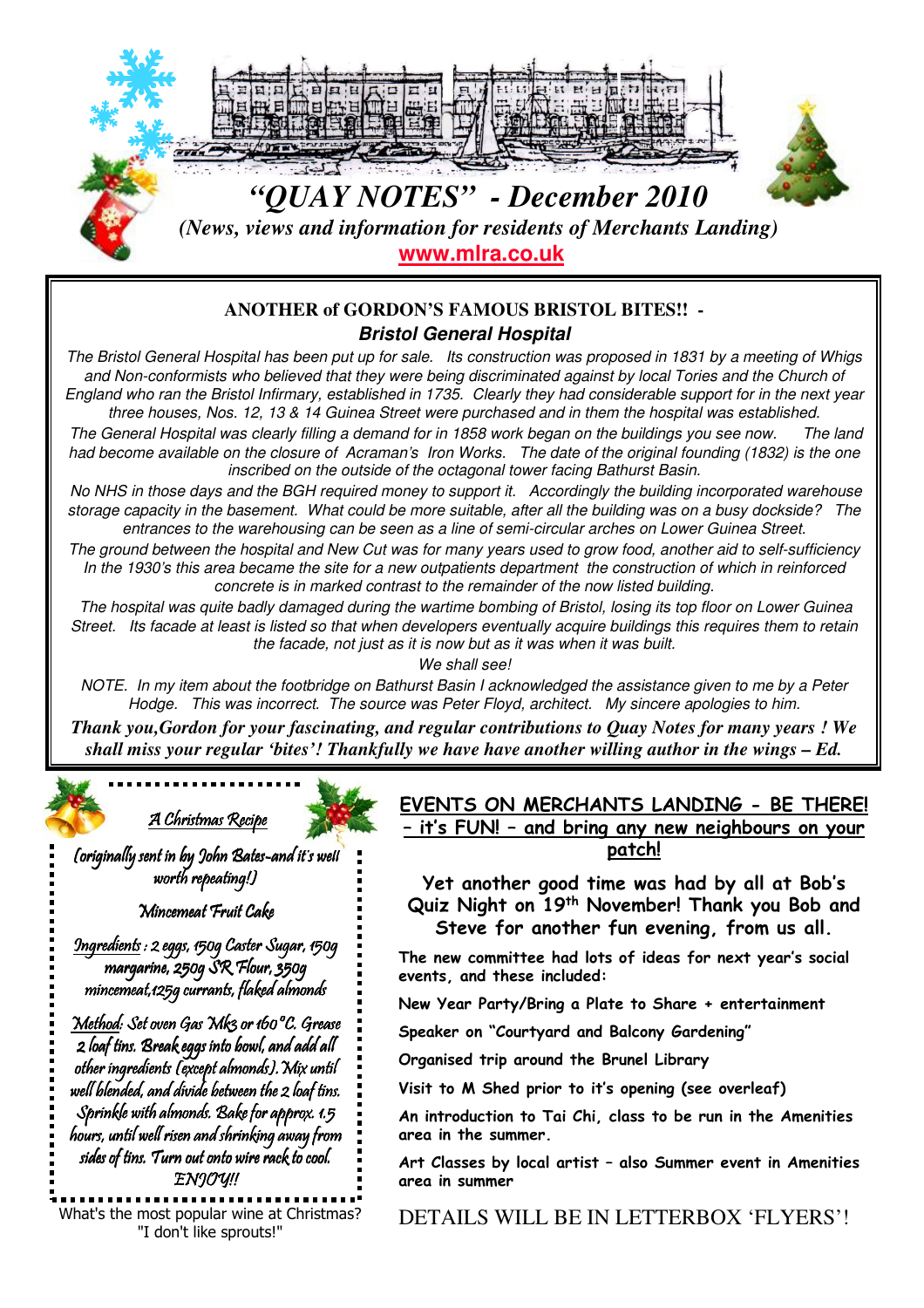# "QUAY NOTES" - December 2010

*(News, views and information for residents of Merchants Landing)*

**www.mlra.co.uk**

## ANOTHER of GORDON'S FAMOUS BRISTOL BITES!! - *Bristol General Hospital*

*The Bristol General Hospital has been put up for sale. Its construction was proposed in 1831 by a meeting of Whigs and Non-conformists who believed that they were being discriminated against by local Tories and the Church of England who ran the Bristol Infirmary, established in 1735. Clearly they had considerable support for in the next year three houses, Nos. 12, 13 & 14 Guinea Street were purchased and in them the hospital was established.*

*The General Hospital was clearly filling a demand for in 1858 work began on the buildings you see now. The land had become available on the closure of Acraman's Iron Works. The date of the original founding (1832) is the one inscribed on the outside of the octagonal tower facing Bathurst Basin.*

*No NHS in those days and the BGH required money to support it. Accordingly the building incorporated warehouse storage capacity in the basement. What could be more suitable, after all the building was on a busy dockside? The entrances to the warehousing can be seen as a line of semi-circular arches on Lower Guinea Street.*

*The ground between the hospital and New Cut was for many years used to grow food, another aid to self-sufficiency In the 1930's this area became the site for a new outpatients department the construction of which in reinforced concrete is in marked contrast to the remainder of the now listed building.*

*The hospital was quite badly damaged during the wartime bombing of Bristol, losing its top floor on Lower Guinea Street. Its facade at least is listed so that when developers eventually acquire buildings this requires them to retain the facade, not just as it is now but as it was when it was built.*

*We shall see!*

*NOTE. In my item about the footbridge on Bathurst Basin I acknowledged the assistance given to me by a Peter Hodge. This was incorrect. The source was Peter Floyd, architect. My sincere apologies to him.*

***Thank you,Gordon for your fascinating, and regular contributions to Quay Notes for many years ! We shall miss your regular 'bites'! Thankfully we have have another willing author in the wings – Ed.***

### A Christmas Recipe

(originally sent in by John Bates-and it's well worth repeating!)

**Mincemeat Fruit Cake**

Ingredients : 2 eggs, 150g Caster Sugar, 150g margarine, 250g SR Flour, 350g mincemeat,125g currants, flaked almonds

Method: Set oven Gas Mk3 or 160°C. Grease 2 loaf tins. Break eggs into bowl, and add all other ingredients (except almonds). Mix until well blended, and divide between the 2 loaf tins. Sprinkle with almonds. Bake for approx. 1.5 hours, until well risen and shrinking away from sides of tins. Turn out onto wire rack to cool. ENJOY!!

What's the most popular wine at Christmas?
"I don't like sprouts!"

## EVENTS ON MERCHANTS LANDING - BE THERE! – it's FUN! – and bring any new neighbours on your patch!

**Yet another good time was had by all at Bob's Quiz Night on 19th November! Thank you Bob and Steve for another fun evening, from us all.**

**The new committee had lots of ideas for next year's social events, and these included:**

**New Year Party/Bring a Plate to Share + entertainment**

**Speaker on "Courtyard and Balcony Gardening"**

**Organised trip around the Brunel Library**

**Visit to M Shed prior to it's opening (see overleaf)**

**An introduction to Tai Chi, class to be run in the Amenities area in the summer.**

**Art Classes by local artist – also Summer event in Amenities area in summer**

DETAILS WILL BE IN LETTERBOX 'FLYERS'!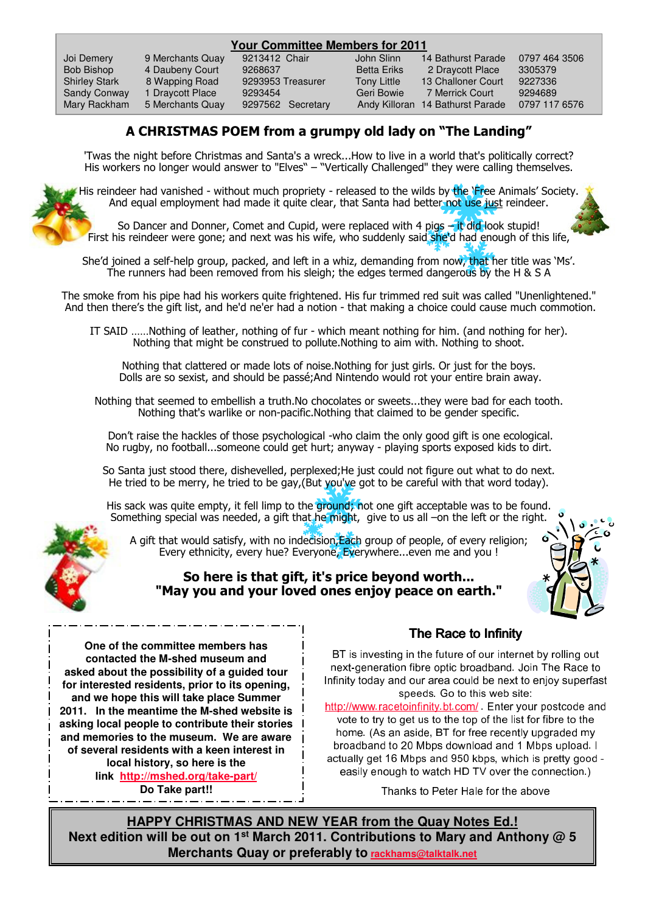## Your Committee Members for 2011

| | | | | | |
|---|---|---|---|---|---|
| Joi Demery | 9 Merchants Quay | 9213412 Chair | John Slinn | 14 Bathurst Parade | 0797 464 3506 |
| Bob Bishop | 4 Daubeny Court | 9268637 | Betta Eriks | 2 Draycott Place | 3305379 |
| Shirley Stark | 8 Wapping Road | 9293953 Treasurer | Tony Little | 13 Challoner Court | 9227336 |
| Sandy Conway | 1 Draycott Place | 9293454 | Geri Bowie | 7 Merrick Court | 9294689 |
| Mary Rackham | 5 Merchants Quay | 9297562 Secretary | Andy Killoran | 14 Bathurst Parade | 0797 117 6576 |

## A CHRISTMAS POEM from a grumpy old lady on "The Landing"

'Twas the night before Christmas and Santa's a wreck...How to live in a world that's politically correct?
His workers no longer would answer to "Elves" – "Vertically Challenged" they were calling themselves.

His reindeer had vanished - without much propriety - released to the wilds by the 'Free Animals' Society.
And equal employment had made it quite clear, that Santa had better not use just reindeer.

So Dancer and Donner, Comet and Cupid, were replaced with 4 pigs – it did look stupid!
First his reindeer were gone; and next was his wife, who suddenly said she'd had enough of this life,

She'd joined a self-help group, packed, and left in a whiz, demanding from now, that her title was 'Ms'.
The runners had been removed from his sleigh; the edges termed dangerous by the H & S A

The smoke from his pipe had his workers quite frightened. His fur trimmed red suit was called "Unenlightened."
And then there's the gift list, and he'd ne'er had a notion - that making a choice could cause much commotion.

IT SAID ……Nothing of leather, nothing of fur - which meant nothing for him. (and nothing for her).
Nothing that might be construed to pollute.Nothing to aim with. Nothing to shoot.

Nothing that clattered or made lots of noise.Nothing for just girls. Or just for the boys.
Dolls are so sexist, and should be passé;And Nintendo would rot your entire brain away.

Nothing that seemed to embellish a truth.No chocolates or sweets...they were bad for each tooth.
Nothing that's warlike or non-pacific.Nothing that claimed to be gender specific.

Don't raise the hackles of those psychological -who claim the only good gift is one ecological.
No rugby, no football...someone could get hurt; anyway - playing sports exposed kids to dirt.

So Santa just stood there, dishevelled, perplexed;He just could not figure out what to do next.
He tried to be merry, he tried to be gay,(But you've got to be careful with that word today).

His sack was quite empty, it fell limp to the ground; not one gift acceptable was to be found.
Something special was needed, a gift that he might, give to us all –on the left or the right.

A gift that would satisfy, with no indecision,Each group of people, of every religion;
Every ethnicity, every hue? Everyone, Everywhere...even me and you !

**So here is that gift, it's price beyond worth...**
**"May you and your loved ones enjoy peace on earth."**

**One of the committee members has contacted the M-shed museum and asked about the possibility of a guided tour for interested residents, prior to its opening, and we hope this will take place Summer 2011. In the meantime the M-shed website is asking local people to contribute their stories and memories to the museum. We are aware of several residents with a keen interest in local history, so here is the link http://mshed.org/take-part/**
**Do Take part!!**

### The Race to Infinity

BT is investing in the future of our internet by rolling out next-generation fibre optic broadband. Join The Race to Infinity today and our area could be next to enjoy superfast speeds. Go to this web site: http://www.racetoinfinity.bt.com/ . Enter your postcode and vote to try to get us to the top of the list for fibre to the home. (As an aside, BT for free recently upgraded my broadband to 20 Mbps download and 1 Mbps upload. I actually get 16 Mbps and 950 kbps, which is pretty good - easily enough to watch HD TV over the connection.)

Thanks to Peter Hale for the above

**HAPPY CHRISTMAS AND NEW YEAR from the Quay Notes Ed.!**
**Next edition will be out on 1st March 2011. Contributions to Mary and Anthony @ 5 Merchants Quay or preferably to rackhams@talktalk.net**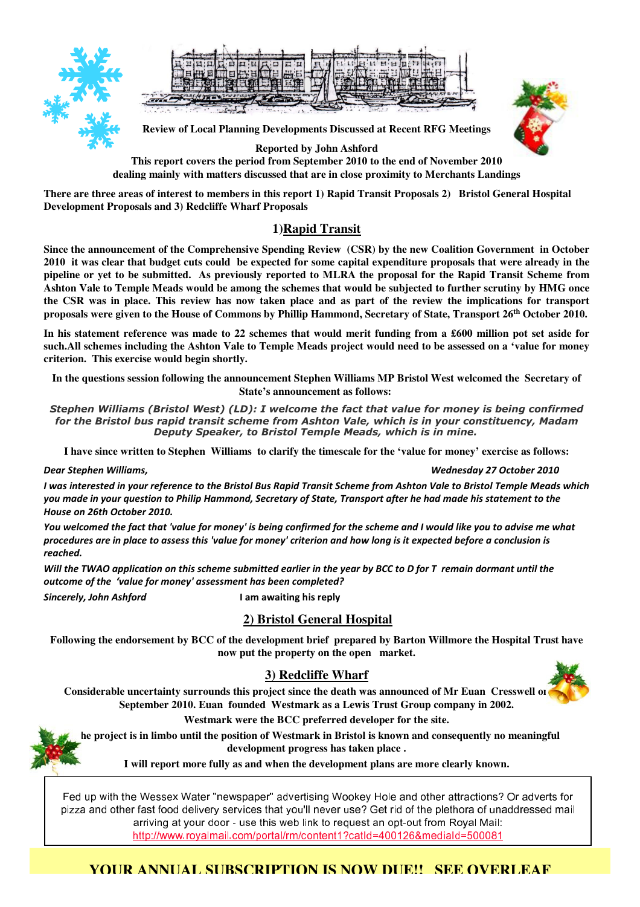**Review of Local Planning Developments Discussed at Recent RFG Meetings**

**Reported by John Ashford**

**This report covers the period from September 2010 to the end of November 2010 dealing mainly with matters discussed that are in close proximity to Merchants Landings**

**There are three areas of interest to members in this report 1) Rapid Transit Proposals 2) Bristol General Hospital Development Proposals and 3) Redcliffe Wharf Proposals**

## 1)Rapid Transit

**Since the announcement of the Comprehensive Spending Review (CSR) by the new Coalition Government in October 2010 it was clear that budget cuts could be expected for some capital expenditure proposals that were already in the pipeline or yet to be submitted. As previously reported to MLRA the proposal for the Rapid Transit Scheme from Ashton Vale to Temple Meads would be among the schemes that would be subjected to further scrutiny by HMG once the CSR was in place. This review has now taken place and as part of the review the implications for transport proposals were given to the House of Commons by Phillip Hammond, Secretary of State, Transport 26th October 2010.**

**In his statement reference was made to 22 schemes that would merit funding from a £600 million pot set aside for such.All schemes including the Ashton Vale to Temple Meads project would need to be assessed on a 'value for money criterion. This exercise would begin shortly.**

**In the questions session following the announcement Stephen Williams MP Bristol West welcomed the Secretary of State's announcement as follows:**

***Stephen Williams (Bristol West) (LD): I welcome the fact that value for money is being confirmed for the Bristol bus rapid transit scheme from Ashton Vale, which is in your constituency, Madam Deputy Speaker, to Bristol Temple Meads, which is in mine.***

**I have since written to Stephen Williams to clarify the timescale for the 'value for money' exercise as follows:**

***Dear Stephen Williams,*** ***Wednesday 27 October 2010***

***I was interested in your reference to the Bristol Bus Rapid Transit Scheme from Ashton Vale to Bristol Temple Meads which you made in your question to Philip Hammond, Secretary of State, Transport after he had made his statement to the House on 26th October 2010.***

***You welcomed the fact that 'value for money' is being confirmed for the scheme and I would like you to advise me what procedures are in place to assess this 'value for money' criterion and how long is it expected before a conclusion is reached.***

***Will the TWAO application on this scheme submitted earlier in the year by BCC to D for T remain dormant until the outcome of the 'value for money' assessment has been completed?***

***Sincerely, John Ashford*** **I am awaiting his reply**

## 2) Bristol General Hospital

**Following the endorsement by BCC of the development brief prepared by Barton Willmore the Hospital Trust have now put the property on the open market.**

## 3) Redcliffe Wharf

**Considerable uncertainty surrounds this project since the death was announced of Mr Euan Cresswell on September 2010. Euan founded Westmark as a Lewis Trust Group company in 2002.**

**Westmark were the BCC preferred developer for the site.**

**The project is in limbo until the position of Westmark in Bristol is known and consequently no meaningful development progress has taken place .**

**I will report more fully as and when the development plans are more clearly known.**

Fed up with the Wessex Water "newspaper" advertising Wookey Hole and other attractions? Or adverts for pizza and other fast food delivery services that you'll never use? Get rid of the plethora of unaddressed mail arriving at your door - use this web link to request an opt-out from Royal Mail: http://www.royalmail.com/portal/rm/content1?catId=400126&mediaId=500081

**YOUR ANNUAL SUBSCRIPTION IS NOW DUE!! SEE OVERLEAF**